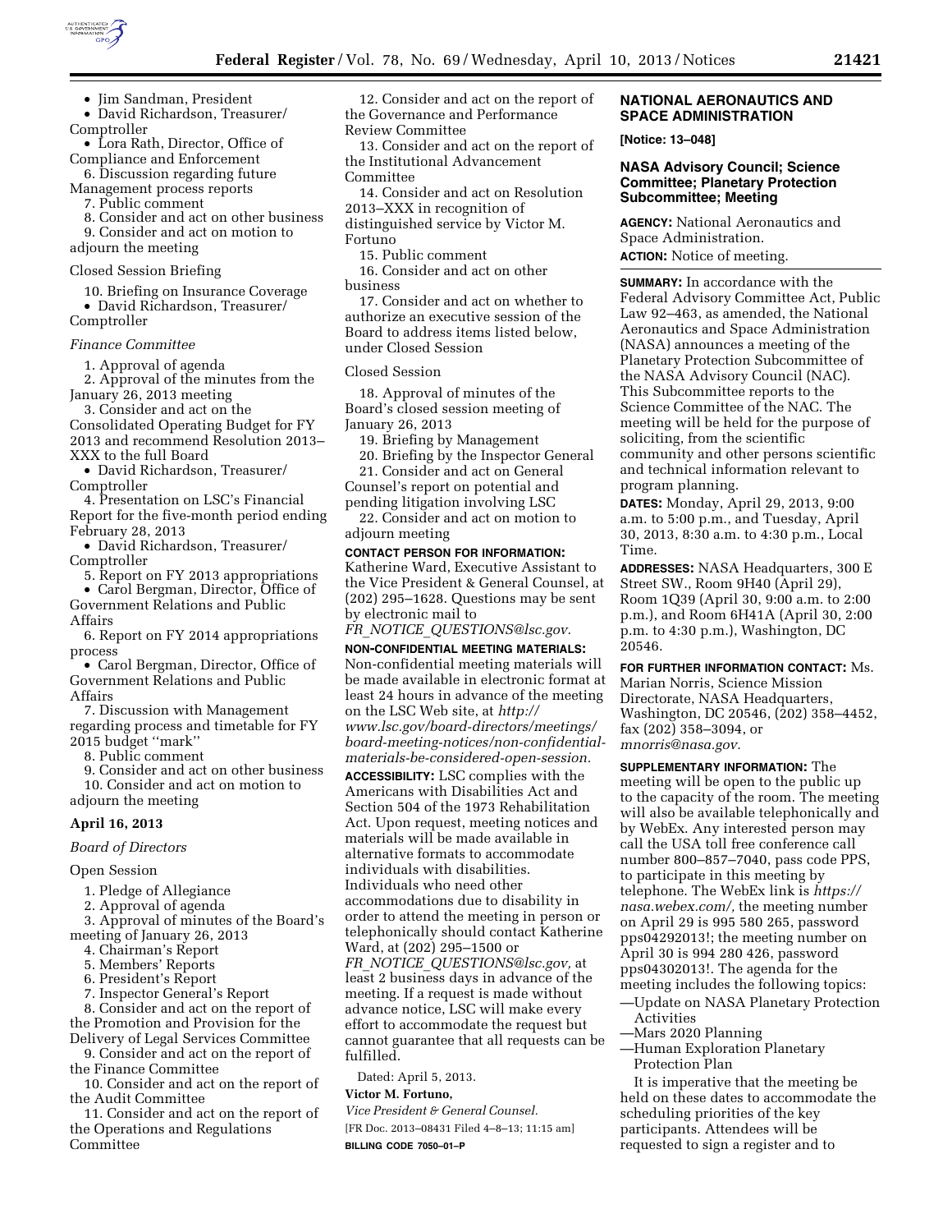- Jim Sandman, President
- David Richardson, Treasurer/ Comptroller
- Lora Rath, Director, Office of Compliance and Enforcement

6. Discussion regarding future Management process reports
7. Public comment
8. Consider and act on other business
9. Consider and act on motion to adjourn the meeting

Closed Session Briefing

10. Briefing on Insurance Coverage
- David Richardson, Treasurer/ Comptroller

*Finance Committee*

1. Approval of agenda
2. Approval of the minutes from the January 26, 2013 meeting
3. Consider and act on the Consolidated Operating Budget for FY 2013 and recommend Resolution 2013–XXX to the full Board
- David Richardson, Treasurer/ Comptroller

4. Presentation on LSC's Financial Report for the five-month period ending February 28, 2013
- David Richardson, Treasurer/ Comptroller

5. Report on FY 2013 appropriations
- Carol Bergman, Director, Office of Government Relations and Public Affairs

6. Report on FY 2014 appropriations process
- Carol Bergman, Director, Office of Government Relations and Public Affairs

7. Discussion with Management regarding process and timetable for FY 2015 budget ''mark''
8. Public comment
9. Consider and act on other business
10. Consider and act on motion to adjourn the meeting

## April 16, 2013

*Board of Directors*

Open Session

1. Pledge of Allegiance
2. Approval of agenda
3. Approval of minutes of the Board's meeting of January 26, 2013
4. Chairman's Report
5. Members' Reports
6. President's Report
7. Inspector General's Report
8. Consider and act on the report of the Promotion and Provision for the Delivery of Legal Services Committee
9. Consider and act on the report of the Finance Committee
10. Consider and act on the report of the Audit Committee
11. Consider and act on the report of the Operations and Regulations Committee
12. Consider and act on the report of the Governance and Performance Review Committee
13. Consider and act on the report of the Institutional Advancement Committee
14. Consider and act on Resolution 2013–XXX in recognition of distinguished service by Victor M. Fortuno
15. Public comment
16. Consider and act on other business
17. Consider and act on whether to authorize an executive session of the Board to address items listed below, under Closed Session

Closed Session

18. Approval of minutes of the Board's closed session meeting of January 26, 2013
19. Briefing by Management
20. Briefing by the Inspector General
21. Consider and act on General Counsel's report on potential and pending litigation involving LSC
22. Consider and act on motion to adjourn meeting

**CONTACT PERSON FOR INFORMATION:** Katherine Ward, Executive Assistant to the Vice President & General Counsel, at (202) 295–1628. Questions may be sent by electronic mail to *FR_NOTICE_QUESTIONS@lsc.gov.*

**NON-CONFIDENTIAL MEETING MATERIALS:** Non-confidential meeting materials will be made available in electronic format at least 24 hours in advance of the meeting on the LSC Web site, at *http://www.lsc.gov/board-directors/meetings/board-meeting-notices/non-confidential-materials-be-considered-open-session.*

**ACCESSIBILITY:** LSC complies with the Americans with Disabilities Act and Section 504 of the 1973 Rehabilitation Act. Upon request, meeting notices and materials will be made available in alternative formats to accommodate individuals with disabilities. Individuals who need other accommodations due to disability in order to attend the meeting in person or telephonically should contact Katherine Ward, at (202) 295–1500 or *FR_NOTICE_QUESTIONS@lsc.gov,* at least 2 business days in advance of the meeting. If a request is made without advance notice, LSC will make every effort to accommodate the request but cannot guarantee that all requests can be fulfilled.

Dated: April 5, 2013.

**Victor M. Fortuno,**

*Vice President & General Counsel.*

[FR Doc. 2013–08431 Filed 4–8–13; 11:15 am]

**BILLING CODE 7050–01–P**

## NATIONAL AERONAUTICS AND SPACE ADMINISTRATION

**[Notice: 13–048]**

### NASA Advisory Council; Science Committee; Planetary Protection Subcommittee; Meeting

**AGENCY:** National Aeronautics and Space Administration.

**ACTION:** Notice of meeting.

**SUMMARY:** In accordance with the Federal Advisory Committee Act, Public Law 92–463, as amended, the National Aeronautics and Space Administration (NASA) announces a meeting of the Planetary Protection Subcommittee of the NASA Advisory Council (NAC). This Subcommittee reports to the Science Committee of the NAC. The meeting will be held for the purpose of soliciting, from the scientific community and other persons scientific and technical information relevant to program planning.

**DATES:** Monday, April 29, 2013, 9:00 a.m. to 5:00 p.m., and Tuesday, April 30, 2013, 8:30 a.m. to 4:30 p.m., Local Time.

**ADDRESSES:** NASA Headquarters, 300 E Street SW., Room 9H40 (April 29), Room 1Q39 (April 30, 9:00 a.m. to 2:00 p.m.), and Room 6H41A (April 30, 2:00 p.m. to 4:30 p.m.), Washington, DC 20546.

**FOR FURTHER INFORMATION CONTACT:** Ms. Marian Norris, Science Mission Directorate, NASA Headquarters, Washington, DC 20546, (202) 358–4452, fax (202) 358–3094, or *mnorris@nasa.gov.*

**SUPPLEMENTARY INFORMATION:** The meeting will be open to the public up to the capacity of the room. The meeting will also be available telephonically and by WebEx. Any interested person may call the USA toll free conference call number 800–857–7040, pass code PPS, to participate in this meeting by telephone. The WebEx link is *https://nasa.webex.com/,* the meeting number on April 29 is 995 580 265, password pps04292013!; the meeting number on April 30 is 994 280 426, password pps04302013!. The agenda for the meeting includes the following topics:

—Update on NASA Planetary Protection Activities
—Mars 2020 Planning
—Human Exploration Planetary Protection Plan

It is imperative that the meeting be held on these dates to accommodate the scheduling priorities of the key participants. Attendees will be requested to sign a register and to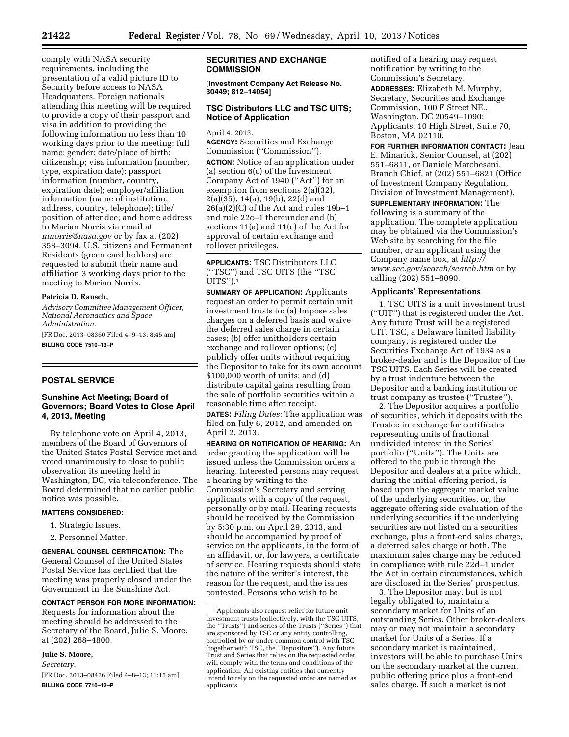comply with NASA security requirements, including the presentation of a valid picture ID to Security before access to NASA Headquarters. Foreign nationals attending this meeting will be required to provide a copy of their passport and visa in addition to providing the following information no less than 10 working days prior to the meeting: full name; gender; date/place of birth; citizenship; visa information (number, type, expiration date); passport information (number, country, expiration date); employer/affiliation information (name of institution, address, country, telephone); title/position of attendee; and home address to Marian Norris via email at *mnorris@nasa.gov* or by fax at (202) 358–3094. U.S. citizens and Permanent Residents (green card holders) are requested to submit their name and affiliation 3 working days prior to the meeting to Marian Norris.

**Patricia D. Rausch,**

*Advisory Committee Management Officer, National Aeronautics and Space Administration.*

[FR Doc. 2013–08360 Filed 4–9–13; 8:45 am]

**BILLING CODE 7510–13–P**

## POSTAL SERVICE

### Sunshine Act Meeting; Board of Governors; Board Votes to Close April 4, 2013, Meeting

By telephone vote on April 4, 2013, members of the Board of Governors of the United States Postal Service met and voted unanimously to close to public observation its meeting held in Washington, DC, via teleconference. The Board determined that no earlier public notice was possible.

**MATTERS CONSIDERED:**

1. Strategic Issues.
2. Personnel Matter.

**GENERAL COUNSEL CERTIFICATION:** The General Counsel of the United States Postal Service has certified that the meeting was properly closed under the Government in the Sunshine Act.

**CONTACT PERSON FOR MORE INFORMATION:** Requests for information about the meeting should be addressed to the Secretary of the Board, Julie S. Moore, at (202) 268–4800.

**Julie S. Moore,**

*Secretary.*

[FR Doc. 2013–08426 Filed 4–8–13; 11:15 am]

**BILLING CODE 7710–12–P**

## SECURITIES AND EXCHANGE COMMISSION

**[Investment Company Act Release No. 30449; 812–14054]**

### TSC Distributors LLC and TSC UITS; Notice of Application

April 4, 2013.

**AGENCY:** Securities and Exchange Commission (''Commission'').

**ACTION:** Notice of an application under (a) section 6(c) of the Investment Company Act of 1940 (''Act'') for an exemption from sections 2(a)(32), 2(a)(35), 14(a), 19(b), 22(d) and 26(a)(2)(C) of the Act and rules 19b–1 and rule 22c–1 thereunder and (b) sections 11(a) and 11(c) of the Act for approval of certain exchange and rollover privileges.

**APPLICANTS:** TSC Distributors LLC (''TSC'') and TSC UITS (the ''TSC UITS'').[1]

**SUMMARY OF APPLICATION:** Applicants request an order to permit certain unit investment trusts to: (a) Impose sales charges on a deferred basis and waive the deferred sales charge in certain cases; (b) offer unitholders certain exchange and rollover options; (c) publicly offer units without requiring the Depositor to take for its own account $100,000 worth of units; and (d) distribute capital gains resulting from the sale of portfolio securities within a reasonable time after receipt.

**DATES:** *Filing Dates:* The application was filed on July 6, 2012, and amended on April 2, 2013.

**HEARING OR NOTIFICATION OF HEARING:** An order granting the application will be issued unless the Commission orders a hearing. Interested persons may request a hearing by writing to the Commission's Secretary and serving applicants with a copy of the request, personally or by mail. Hearing requests should be received by the Commission by 5:30 p.m. on April 29, 2013, and should be accompanied by proof of service on the applicants, in the form of an affidavit, or, for lawyers, a certificate of service. Hearing requests should state the nature of the writer's interest, the reason for the request, and the issues contested. Persons who wish to be notified of a hearing may request notification by writing to the Commission's Secretary.

**ADDRESSES:** Elizabeth M. Murphy, Secretary, Securities and Exchange Commission, 100 F Street NE., Washington, DC 20549–1090; Applicants, 10 High Street, Suite 70, Boston, MA 02110.

**FOR FURTHER INFORMATION CONTACT:** Jean E. Minarick, Senior Counsel, at (202) 551–6811, or Daniele Marchesani, Branch Chief, at (202) 551–6821 (Office of Investment Company Regulation, Division of Investment Management).

**SUPPLEMENTARY INFORMATION:** The following is a summary of the application. The complete application may be obtained via the Commission's Web site by searching for the file number, or an applicant using the Company name box, at *http://www.sec.gov/search/search.htm* or by calling (202) 551–8090.

#### Applicants' Representations

1. TSC UITS is a unit investment trust (''UIT'') that is registered under the Act. Any future Trust will be a registered UIT. TSC, a Delaware limited liability company, is registered under the Securities Exchange Act of 1934 as a broker-dealer and is the Depositor of the TSC UITS. Each Series will be created by a trust indenture between the Depositor and a banking institution or trust company as trustee (''Trustee'').

2. The Depositor acquires a portfolio of securities, which it deposits with the Trustee in exchange for certificates representing units of fractional undivided interest in the Series' portfolio (''Units''). The Units are offered to the public through the Depositor and dealers at a price which, during the initial offering period, is based upon the aggregate market value of the underlying securities, or, the aggregate offering side evaluation of the underlying securities if the underlying securities are not listed on a securities exchange, plus a front-end sales charge, a deferred sales charge or both. The maximum sales charge may be reduced in compliance with rule 22d–1 under the Act in certain circumstances, which are disclosed in the Series' prospectus.

3. The Depositor may, but is not legally obligated to, maintain a secondary market for Units of an outstanding Series. Other broker-dealers may or may not maintain a secondary market for Units of a Series. If a secondary market is maintained, investors will be able to purchase Units on the secondary market at the current public offering price plus a front-end sales charge. If such a market is not

[1] Applicants also request relief for future unit investment trusts (collectively, with the TSC UITS, the ''Trusts'') and series of the Trusts (''Series'') that are sponsored by TSC or any entity controlling, controlled by or under common control with TSC (together with TSC, the ''Depositors''). Any future Trust and Series that relies on the requested order will comply with the terms and conditions of the application. All existing entities that currently intend to rely on the requested order are named as applicants.